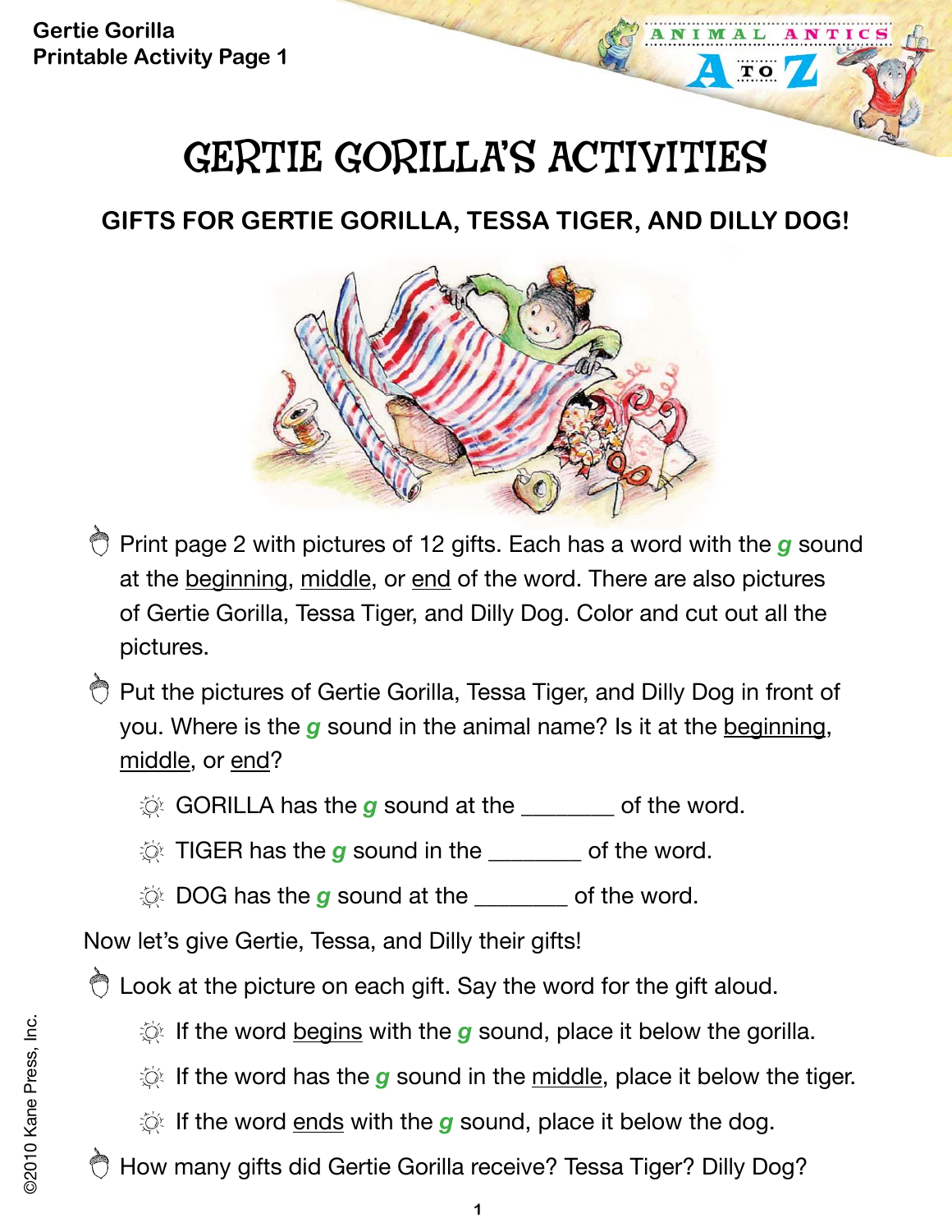Gertie Gorilla
Printable Activity Page 1

# GERTIE GORILLA'S ACTIVITIES

## GIFTS FOR GERTIE GORILLA, TESSA TIGER, AND DILLY DOG!

- Print page 2 with pictures of 12 gifts. Each has a word with the ***g*** sound at the beginning, middle, or end of the word. There are also pictures of Gertie Gorilla, Tessa Tiger, and Dilly Dog. Color and cut out all the pictures.
- Put the pictures of Gertie Gorilla, Tessa Tiger, and Dilly Dog in front of you. Where is the ***g*** sound in the animal name? Is it at the beginning, middle, or end?
  - GORILLA has the ***g*** sound at the ________ of the word.
  - TIGER has the ***g*** sound in the ________ of the word.
  - DOG has the ***g*** sound at the ________ of the word.

Now let's give Gertie, Tessa, and Dilly their gifts!

- Look at the picture on each gift. Say the word for the gift aloud.
  - If the word begins with the ***g*** sound, place it below the gorilla.
  - If the word has the ***g*** sound in the middle, place it below the tiger.
  - If the word ends with the ***g*** sound, place it below the dog.
- How many gifts did Gertie Gorilla receive? Tessa Tiger? Dilly Dog?

©2010 Kane Press, Inc.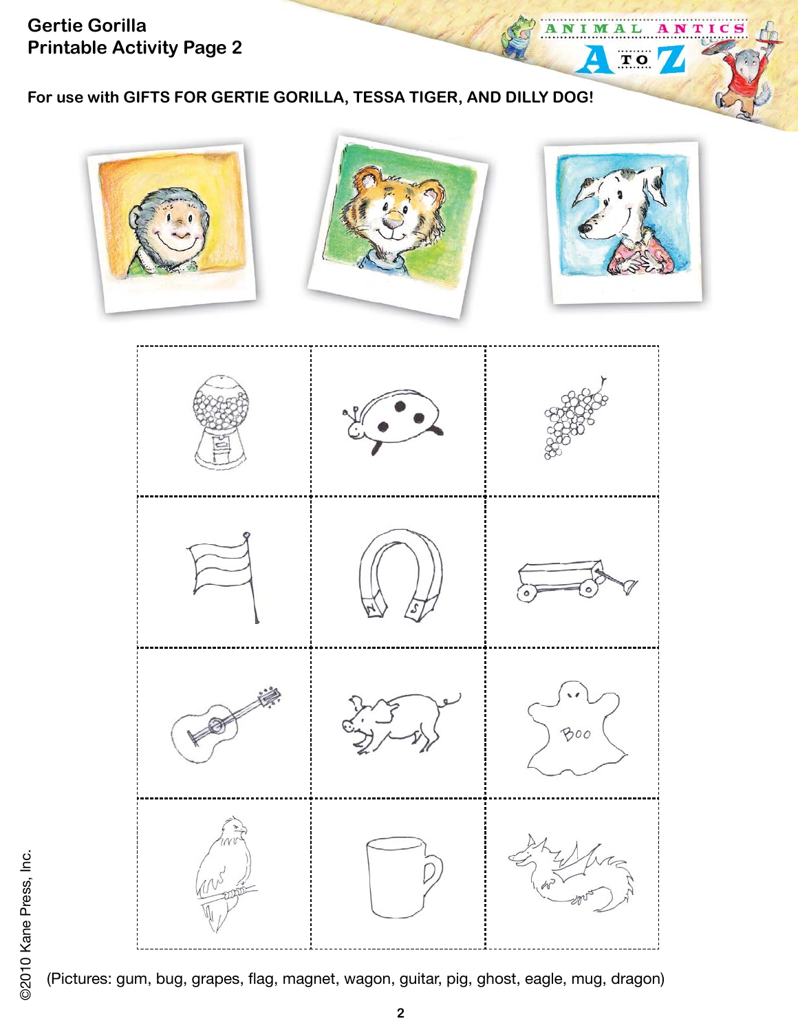**Gertie Gorilla**
**Printable Activity Page 2**

**For use with GIFTS FOR GERTIE GORILLA, TESSA TIGER, AND DILLY DOG!**

(Pictures: gum, bug, grapes, flag, magnet, wagon, guitar, pig, ghost, eagle, mug, dragon)

©2010 Kane Press, Inc.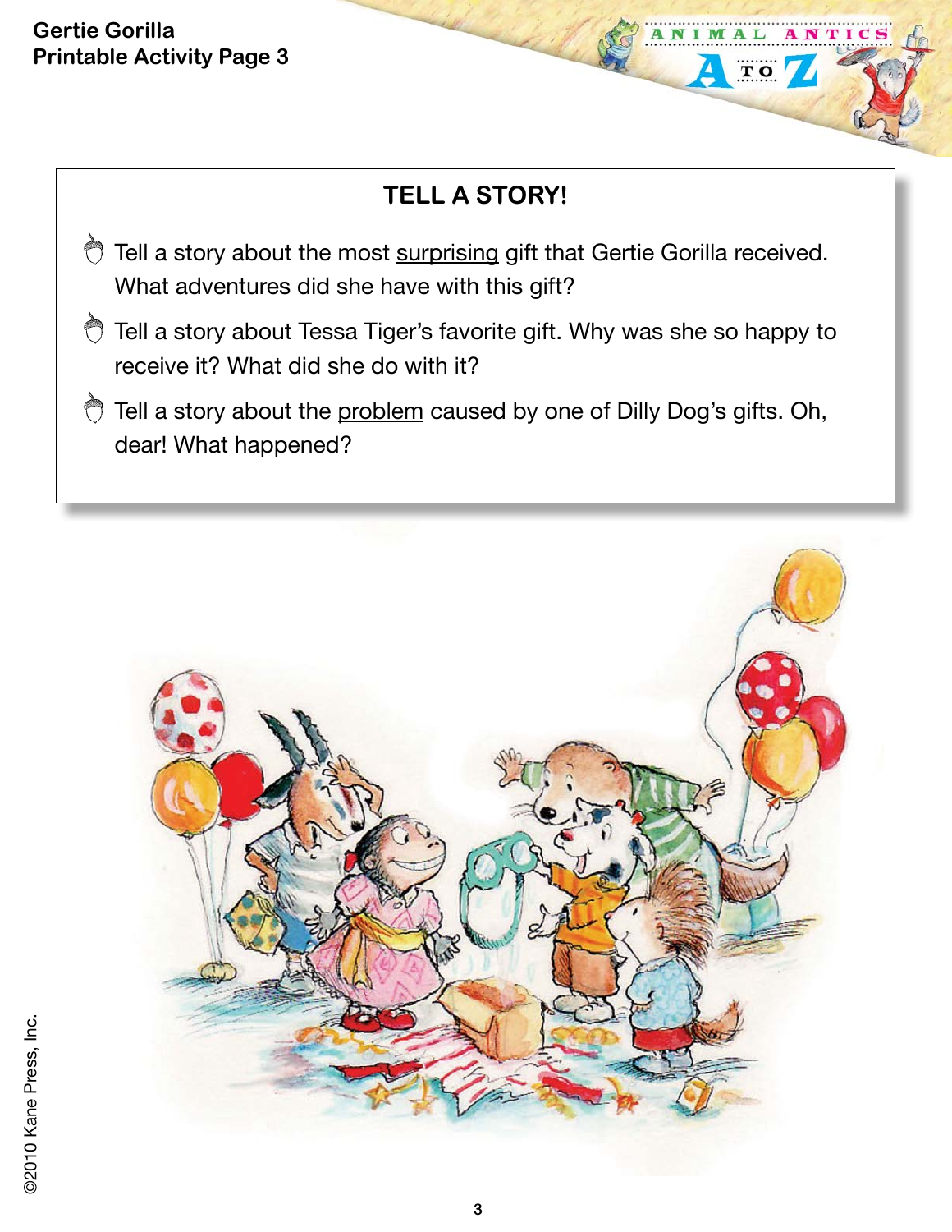**Gertie Gorilla**
**Printable Activity Page 3**

## TELL A STORY!

- Tell a story about the most <u>surprising</u> gift that Gertie Gorilla received. What adventures did she have with this gift?
- Tell a story about Tessa Tiger's <u>favorite</u> gift. Why was she so happy to receive it? What did she do with it?
- Tell a story about the <u>problem</u> caused by one of Dilly Dog's gifts. Oh, dear! What happened?

©2010 Kane Press, Inc.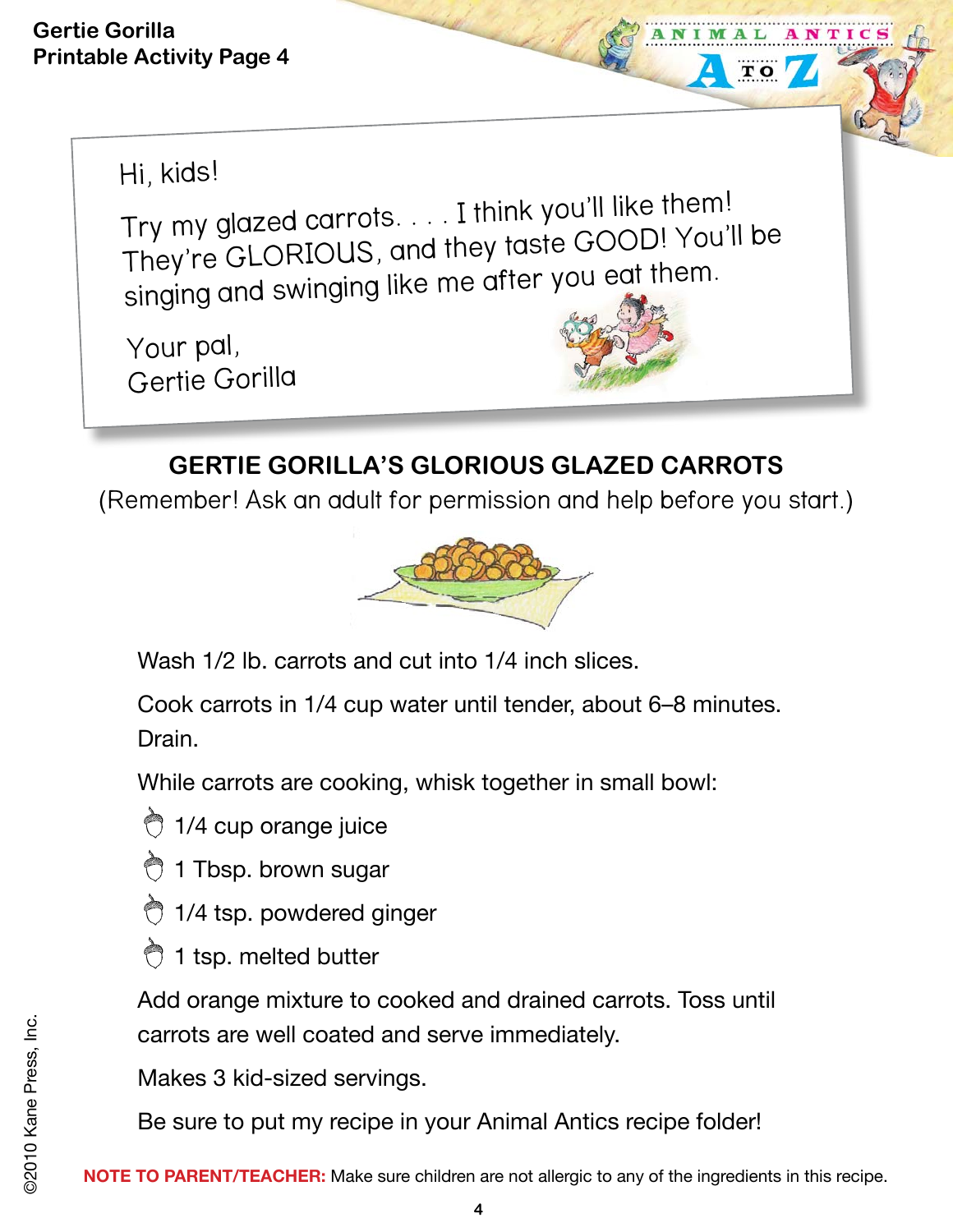Hi, kids!

Try my glazed carrots. . . . I think you'll like them! They're GLORIOUS, and they taste GOOD! You'll be singing and swinging like me after you eat them.

Your pal,
Gertie Gorilla

## GERTIE GORILLA'S GLORIOUS GLAZED CARROTS

(Remember! Ask an adult for permission and help before you start.)

Wash 1/2 lb. carrots and cut into 1/4 inch slices.

Cook carrots in 1/4 cup water until tender, about 6–8 minutes. Drain.

While carrots are cooking, whisk together in small bowl:

- 1/4 cup orange juice
- 1 Tbsp. brown sugar
- 1/4 tsp. powdered ginger
- 1 tsp. melted butter

Add orange mixture to cooked and drained carrots. Toss until carrots are well coated and serve immediately.

Makes 3 kid-sized servings.

Be sure to put my recipe in your Animal Antics recipe folder!

**NOTE TO PARENT/TEACHER:** Make sure children are not allergic to any of the ingredients in this recipe.

©2010 Kane Press, Inc.